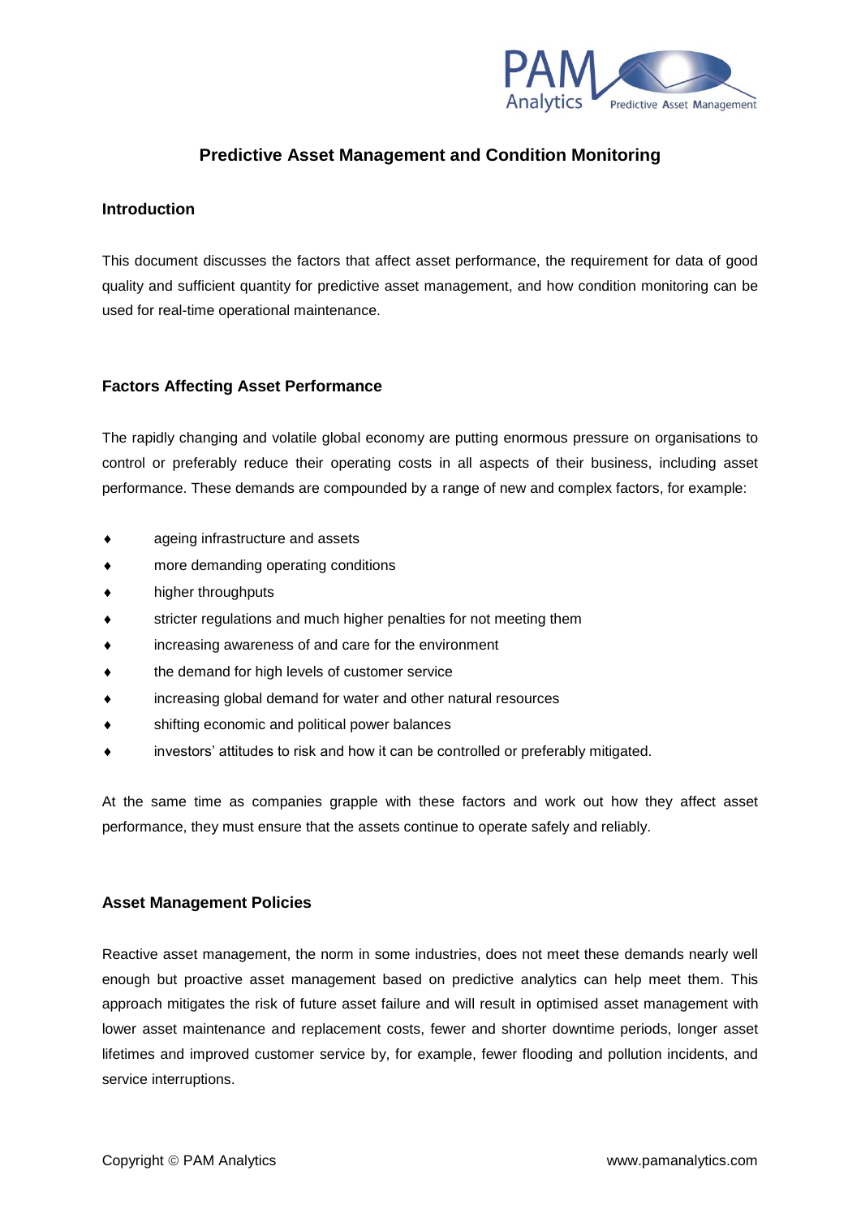# Predictive Asset Management and Condition Monitoring

## Introduction

This document discusses the factors that affect asset performance, the requirement for data of good quality and sufficient quantity for predictive asset management, and how condition monitoring can be used for real-time operational maintenance.

## Factors Affecting Asset Performance

The rapidly changing and volatile global economy are putting enormous pressure on organisations to control or preferably reduce their operating costs in all aspects of their business, including asset performance. These demands are compounded by a range of new and complex factors, for example:

- ageing infrastructure and assets
- more demanding operating conditions
- higher throughputs
- stricter regulations and much higher penalties for not meeting them
- increasing awareness of and care for the environment
- the demand for high levels of customer service
- increasing global demand for water and other natural resources
- shifting economic and political power balances
- investors' attitudes to risk and how it can be controlled or preferably mitigated.

At the same time as companies grapple with these factors and work out how they affect asset performance, they must ensure that the assets continue to operate safely and reliably.

## Asset Management Policies

Reactive asset management, the norm in some industries, does not meet these demands nearly well enough but proactive asset management based on predictive analytics can help meet them. This approach mitigates the risk of future asset failure and will result in optimised asset management with lower asset maintenance and replacement costs, fewer and shorter downtime periods, longer asset lifetimes and improved customer service by, for example, fewer flooding and pollution incidents, and service interruptions.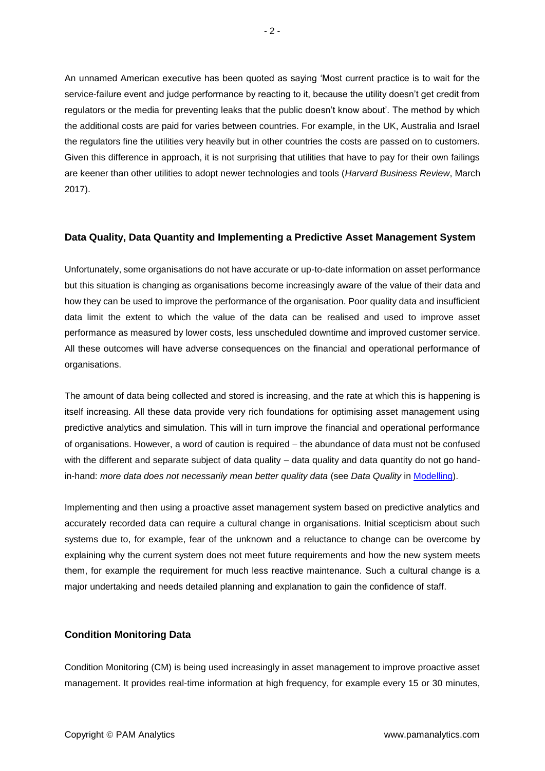An unnamed American executive has been quoted as saying 'Most current practice is to wait for the service-failure event and judge performance by reacting to it, because the utility doesn't get credit from regulators or the media for preventing leaks that the public doesn't know about'. The method by which the additional costs are paid for varies between countries. For example, in the UK, Australia and Israel the regulators fine the utilities very heavily but in other countries the costs are passed on to customers. Given this difference in approach, it is not surprising that utilities that have to pay for their own failings are keener than other utilities to adopt newer technologies and tools (*Harvard Business Review*, March 2017).

## Data Quality, Data Quantity and Implementing a Predictive Asset Management System

Unfortunately, some organisations do not have accurate or up-to-date information on asset performance but this situation is changing as organisations become increasingly aware of the value of their data and how they can be used to improve the performance of the organisation. Poor quality data and insufficient data limit the extent to which the value of the data can be realised and used to improve asset performance as measured by lower costs, less unscheduled downtime and improved customer service. All these outcomes will have adverse consequences on the financial and operational performance of organisations.

The amount of data being collected and stored is increasing, and the rate at which this is happening is itself increasing. All these data provide very rich foundations for optimising asset management using predictive analytics and simulation. This will in turn improve the financial and operational performance of organisations. However, a word of caution is required – the abundance of data must not be confused with the different and separate subject of data quality – data quality and data quantity do not go hand-in-hand: *more data does not necessarily mean better quality data* (see *Data Quality* in Modelling).

Implementing and then using a proactive asset management system based on predictive analytics and accurately recorded data can require a cultural change in organisations. Initial scepticism about such systems due to, for example, fear of the unknown and a reluctance to change can be overcome by explaining why the current system does not meet future requirements and how the new system meets them, for example the requirement for much less reactive maintenance. Such a cultural change is a major undertaking and needs detailed planning and explanation to gain the confidence of staff.

## Condition Monitoring Data

Condition Monitoring (CM) is being used increasingly in asset management to improve proactive asset management. It provides real-time information at high frequency, for example every 15 or 30 minutes,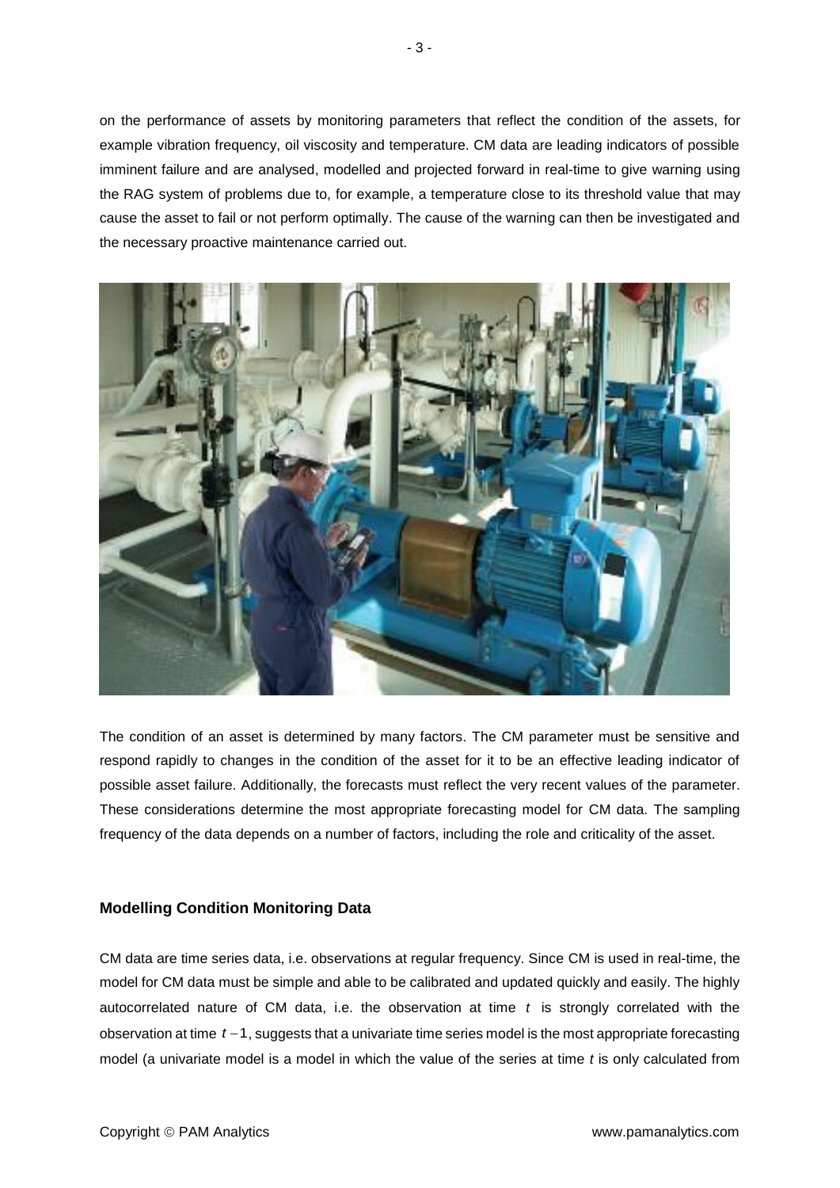on the performance of assets by monitoring parameters that reflect the condition of the assets, for example vibration frequency, oil viscosity and temperature. CM data are leading indicators of possible imminent failure and are analysed, modelled and projected forward in real-time to give warning using the RAG system of problems due to, for example, a temperature close to its threshold value that may cause the asset to fail or not perform optimally. The cause of the warning can then be investigated and the necessary proactive maintenance carried out.

The condition of an asset is determined by many factors. The CM parameter must be sensitive and respond rapidly to changes in the condition of the asset for it to be an effective leading indicator of possible asset failure. Additionally, the forecasts must reflect the very recent values of the parameter. These considerations determine the most appropriate forecasting model for CM data. The sampling frequency of the data depends on a number of factors, including the role and criticality of the asset.

## Modelling Condition Monitoring Data

CM data are time series data, i.e. observations at regular frequency. Since CM is used in real-time, the model for CM data must be simple and able to be calibrated and updated quickly and easily. The highly autocorrelated nature of CM data, i.e. the observation at time $t$ is strongly correlated with the observation at time $t-1$, suggests that a univariate time series model is the most appropriate forecasting model (a univariate model is a model in which the value of the series at time $t$ is only calculated from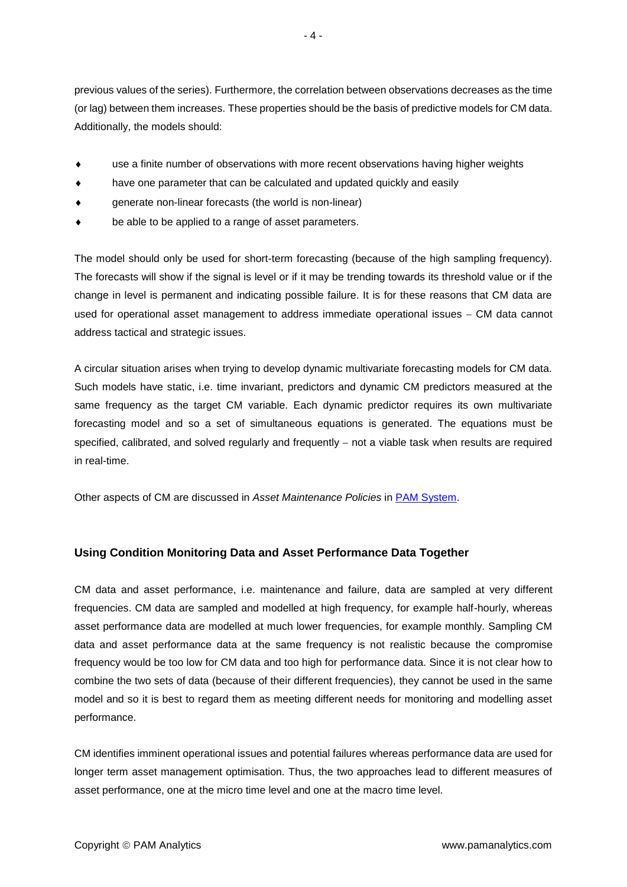previous values of the series). Furthermore, the correlation between observations decreases as the time (or lag) between them increases. These properties should be the basis of predictive models for CM data. Additionally, the models should:

- use a finite number of observations with more recent observations having higher weights
- have one parameter that can be calculated and updated quickly and easily
- generate non-linear forecasts (the world is non-linear)
- be able to be applied to a range of asset parameters.

The model should only be used for short-term forecasting (because of the high sampling frequency). The forecasts will show if the signal is level or if it may be trending towards its threshold value or if the change in level is permanent and indicating possible failure. It is for these reasons that CM data are used for operational asset management to address immediate operational issues – CM data cannot address tactical and strategic issues.

A circular situation arises when trying to develop dynamic multivariate forecasting models for CM data. Such models have static, i.e. time invariant, predictors and dynamic CM predictors measured at the same frequency as the target CM variable. Each dynamic predictor requires its own multivariate forecasting model and so a set of simultaneous equations is generated. The equations must be specified, calibrated, and solved regularly and frequently – not a viable task when results are required in real-time.

Other aspects of CM are discussed in *Asset Maintenance Policies* in PAM System.

### Using Condition Monitoring Data and Asset Performance Data Together

CM data and asset performance, i.e. maintenance and failure, data are sampled at very different frequencies. CM data are sampled and modelled at high frequency, for example half-hourly, whereas asset performance data are modelled at much lower frequencies, for example monthly. Sampling CM data and asset performance data at the same frequency is not realistic because the compromise frequency would be too low for CM data and too high for performance data. Since it is not clear how to combine the two sets of data (because of their different frequencies), they cannot be used in the same model and so it is best to regard them as meeting different needs for monitoring and modelling asset performance.

CM identifies imminent operational issues and potential failures whereas performance data are used for longer term asset management optimisation. Thus, the two approaches lead to different measures of asset performance, one at the micro time level and one at the macro time level.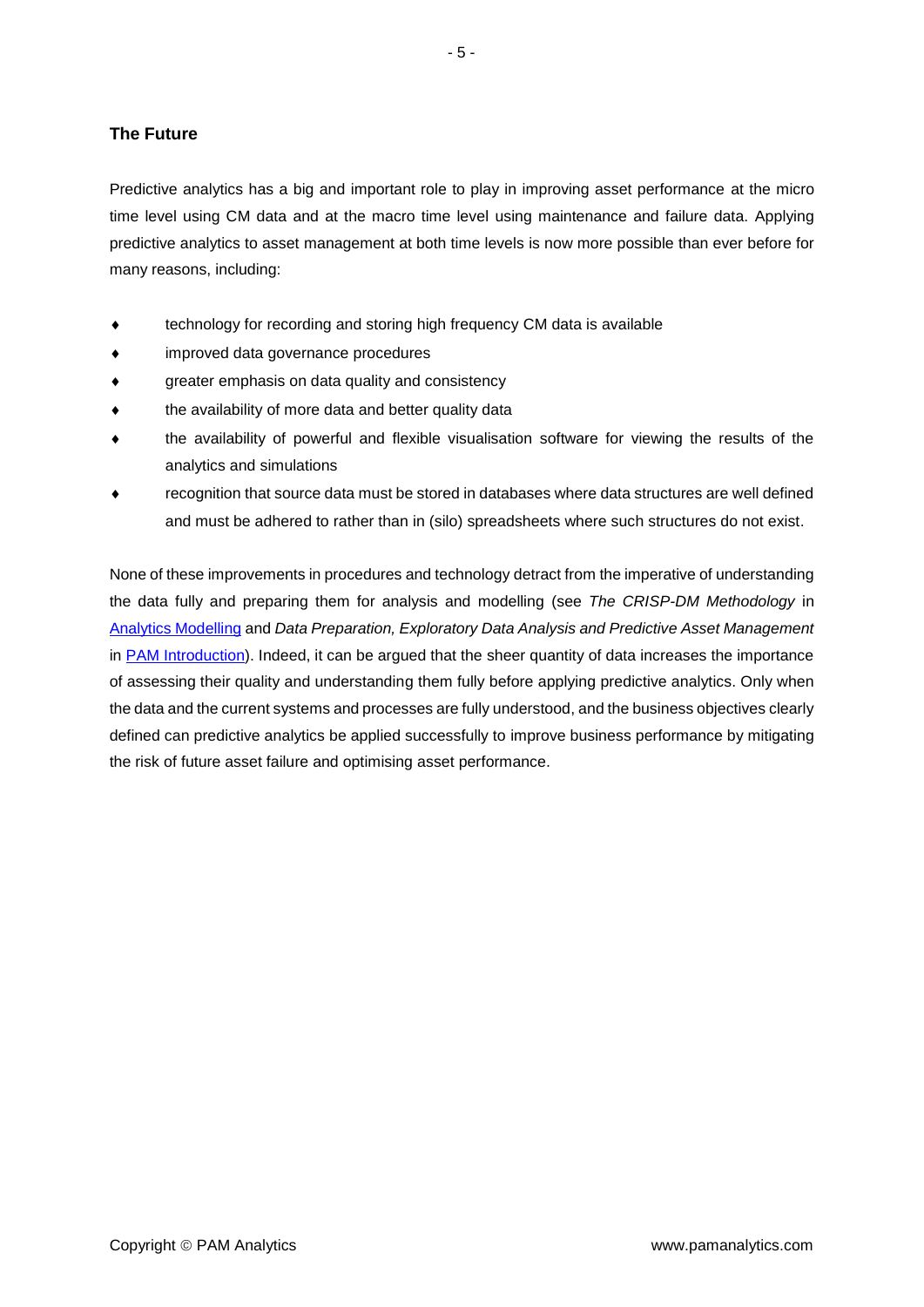**The Future**

Predictive analytics has a big and important role to play in improving asset performance at the micro time level using CM data and at the macro time level using maintenance and failure data. Applying predictive analytics to asset management at both time levels is now more possible than ever before for many reasons, including:

- technology for recording and storing high frequency CM data is available
- improved data governance procedures
- greater emphasis on data quality and consistency
- the availability of more data and better quality data
- the availability of powerful and flexible visualisation software for viewing the results of the analytics and simulations
- recognition that source data must be stored in databases where data structures are well defined and must be adhered to rather than in (silo) spreadsheets where such structures do not exist.

None of these improvements in procedures and technology detract from the imperative of understanding the data fully and preparing them for analysis and modelling (see *The CRISP-DM Methodology* in Analytics Modelling and *Data Preparation, Exploratory Data Analysis and Predictive Asset Management* in PAM Introduction). Indeed, it can be argued that the sheer quantity of data increases the importance of assessing their quality and understanding them fully before applying predictive analytics. Only when the data and the current systems and processes are fully understood, and the business objectives clearly defined can predictive analytics be applied successfully to improve business performance by mitigating the risk of future asset failure and optimising asset performance.